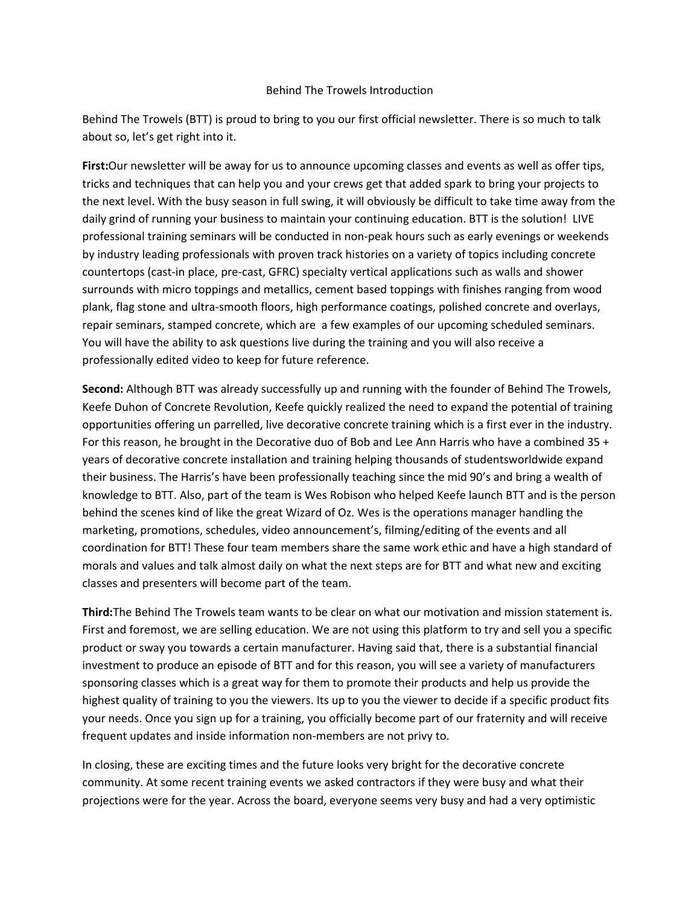# Behind The Trowels Introduction

Behind The Trowels (BTT) is proud to bring to you our first official newsletter. There is so much to talk about so, let's get right into it.

**First:**Our newsletter will be away for us to announce upcoming classes and events as well as offer tips, tricks and techniques that can help you and your crews get that added spark to bring your projects to the next level. With the busy season in full swing, it will obviously be difficult to take time away from the daily grind of running your business to maintain your continuing education. BTT is the solution! LIVE professional training seminars will be conducted in non-peak hours such as early evenings or weekends by industry leading professionals with proven track histories on a variety of topics including concrete countertops (cast-in place, pre-cast, GFRC) specialty vertical applications such as walls and shower surrounds with micro toppings and metallics, cement based toppings with finishes ranging from wood plank, flag stone and ultra-smooth floors, high performance coatings, polished concrete and overlays, repair seminars, stamped concrete, which are a few examples of our upcoming scheduled seminars. You will have the ability to ask questions live during the training and you will also receive a professionally edited video to keep for future reference.

**Second:** Although BTT was already successfully up and running with the founder of Behind The Trowels, Keefe Duhon of Concrete Revolution, Keefe quickly realized the need to expand the potential of training opportunities offering un parrelled, live decorative concrete training which is a first ever in the industry. For this reason, he brought in the Decorative duo of Bob and Lee Ann Harris who have a combined 35 + years of decorative concrete installation and training helping thousands of studentsworldwide expand their business. The Harris's have been professionally teaching since the mid 90's and bring a wealth of knowledge to BTT. Also, part of the team is Wes Robison who helped Keefe launch BTT and is the person behind the scenes kind of like the great Wizard of Oz. Wes is the operations manager handling the marketing, promotions, schedules, video announcement's, filming/editing of the events and all coordination for BTT! These four team members share the same work ethic and have a high standard of morals and values and talk almost daily on what the next steps are for BTT and what new and exciting classes and presenters will become part of the team.

**Third:**The Behind The Trowels team wants to be clear on what our motivation and mission statement is. First and foremost, we are selling education. We are not using this platform to try and sell you a specific product or sway you towards a certain manufacturer. Having said that, there is a substantial financial investment to produce an episode of BTT and for this reason, you will see a variety of manufacturers sponsoring classes which is a great way for them to promote their products and help us provide the highest quality of training to you the viewers. Its up to you the viewer to decide if a specific product fits your needs. Once you sign up for a training, you officially become part of our fraternity and will receive frequent updates and inside information non-members are not privy to.

In closing, these are exciting times and the future looks very bright for the decorative concrete community. At some recent training events we asked contractors if they were busy and what their projections were for the year. Across the board, everyone seems very busy and had a very optimistic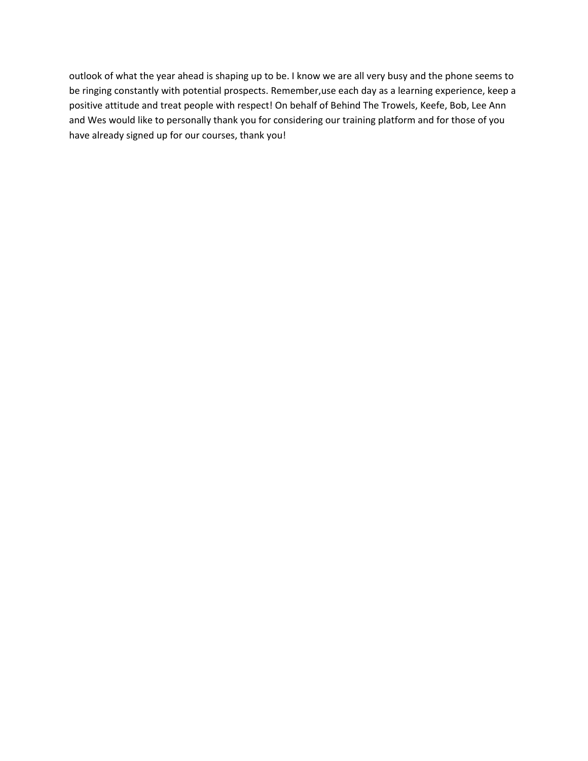outlook of what the year ahead is shaping up to be. I know we are all very busy and the phone seems to be ringing constantly with potential prospects. Remember,use each day as a learning experience, keep a positive attitude and treat people with respect! On behalf of Behind The Trowels, Keefe, Bob, Lee Ann and Wes would like to personally thank you for considering our training platform and for those of you have already signed up for our courses, thank you!